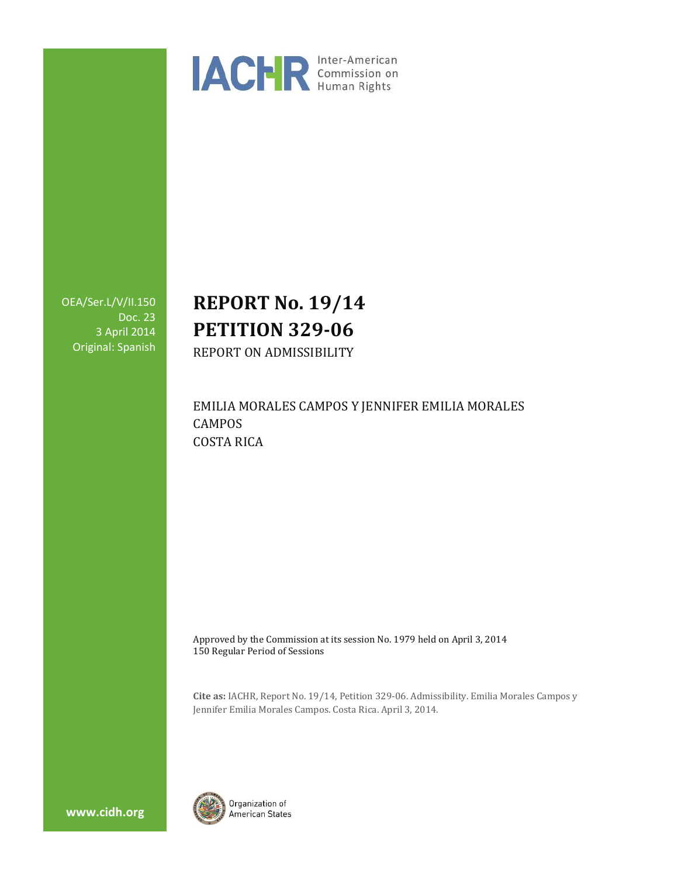IACHR Inter-American Commission on Human Rights

OEA/Ser.L/V/II.150
Doc. 23
3 April 2014
Original: Spanish

# REPORT No. 19/14
# PETITION 329-06

REPORT ON ADMISSIBILITY

EMILIA MORALES CAMPOS Y JENNIFER EMILIA MORALES CAMPOS
COSTA RICA

Approved by the Commission at its session No. 1979 held on April 3, 2014
150 Regular Period of Sessions

**Cite as:** IACHR, Report No. 19/14, Petition 329-06. Admissibility. Emilia Morales Campos y Jennifer Emilia Morales Campos. Costa Rica. April 3, 2014.

www.cidh.org

Organization of American States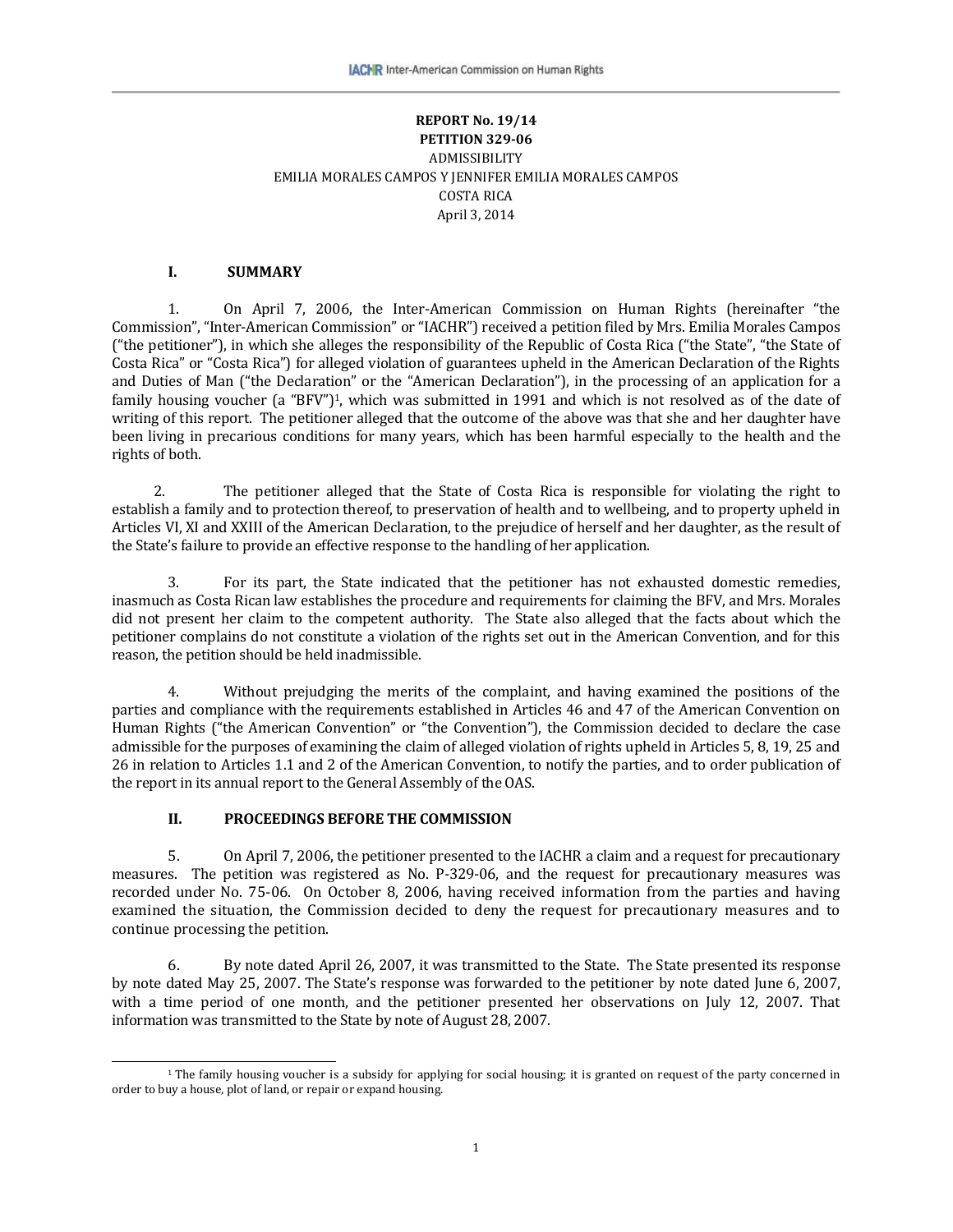**REPORT No. 19/14**
**PETITION 329-06**
ADMISSIBILITY
EMILIA MORALES CAMPOS Y JENNIFER EMILIA MORALES CAMPOS
COSTA RICA
April 3, 2014

## I. SUMMARY

1. On April 7, 2006, the Inter-American Commission on Human Rights (hereinafter "the Commission", "Inter-American Commission" or "IACHR") received a petition filed by Mrs. Emilia Morales Campos ("the petitioner"), in which she alleges the responsibility of the Republic of Costa Rica ("the State", "the State of Costa Rica" or "Costa Rica") for alleged violation of guarantees upheld in the American Declaration of the Rights and Duties of Man ("the Declaration" or the "American Declaration"), in the processing of an application for a family housing voucher (a "BFV")[1], which was submitted in 1991 and which is not resolved as of the date of writing of this report. The petitioner alleged that the outcome of the above was that she and her daughter have been living in precarious conditions for many years, which has been harmful especially to the health and the rights of both.

2. The petitioner alleged that the State of Costa Rica is responsible for violating the right to establish a family and to protection thereof, to preservation of health and to wellbeing, and to property upheld in Articles VI, XI and XXIII of the American Declaration, to the prejudice of herself and her daughter, as the result of the State's failure to provide an effective response to the handling of her application.

3. For its part, the State indicated that the petitioner has not exhausted domestic remedies, inasmuch as Costa Rican law establishes the procedure and requirements for claiming the BFV, and Mrs. Morales did not present her claim to the competent authority. The State also alleged that the facts about which the petitioner complains do not constitute a violation of the rights set out in the American Convention, and for this reason, the petition should be held inadmissible.

4. Without prejudging the merits of the complaint, and having examined the positions of the parties and compliance with the requirements established in Articles 46 and 47 of the American Convention on Human Rights ("the American Convention" or "the Convention"), the Commission decided to declare the case admissible for the purposes of examining the claim of alleged violation of rights upheld in Articles 5, 8, 19, 25 and 26 in relation to Articles 1.1 and 2 of the American Convention, to notify the parties, and to order publication of the report in its annual report to the General Assembly of the OAS.

## II. PROCEEDINGS BEFORE THE COMMISSION

5. On April 7, 2006, the petitioner presented to the IACHR a claim and a request for precautionary measures. The petition was registered as No. P-329-06, and the request for precautionary measures was recorded under No. 75-06. On October 8, 2006, having received information from the parties and having examined the situation, the Commission decided to deny the request for precautionary measures and to continue processing the petition.

6. By note dated April 26, 2007, it was transmitted to the State. The State presented its response by note dated May 25, 2007. The State's response was forwarded to the petitioner by note dated June 6, 2007, with a time period of one month, and the petitioner presented her observations on July 12, 2007. That information was transmitted to the State by note of August 28, 2007.

[1] The family housing voucher is a subsidy for applying for social housing; it is granted on request of the party concerned in order to buy a house, plot of land, or repair or expand housing.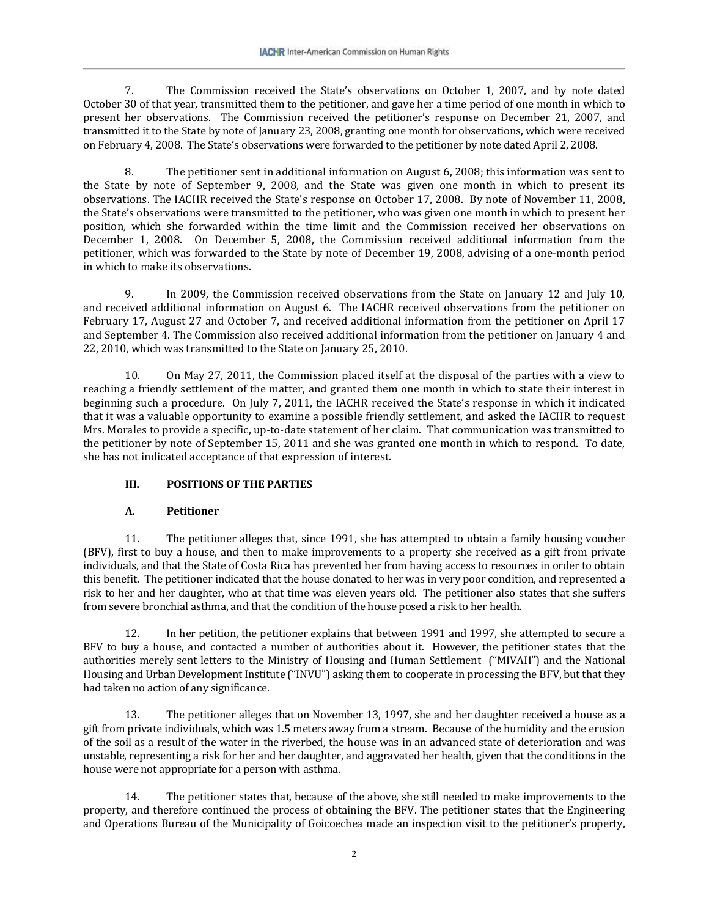7. The Commission received the State's observations on October 1, 2007, and by note dated October 30 of that year, transmitted them to the petitioner, and gave her a time period of one month in which to present her observations. The Commission received the petitioner's response on December 21, 2007, and transmitted it to the State by note of January 23, 2008, granting one month for observations, which were received on February 4, 2008. The State's observations were forwarded to the petitioner by note dated April 2, 2008.

8. The petitioner sent in additional information on August 6, 2008; this information was sent to the State by note of September 9, 2008, and the State was given one month in which to present its observations. The IACHR received the State's response on October 17, 2008. By note of November 11, 2008, the State's observations were transmitted to the petitioner, who was given one month in which to present her position, which she forwarded within the time limit and the Commission received her observations on December 1, 2008. On December 5, 2008, the Commission received additional information from the petitioner, which was forwarded to the State by note of December 19, 2008, advising of a one-month period in which to make its observations.

9. In 2009, the Commission received observations from the State on January 12 and July 10, and received additional information on August 6. The IACHR received observations from the petitioner on February 17, August 27 and October 7, and received additional information from the petitioner on April 17 and September 4. The Commission also received additional information from the petitioner on January 4 and 22, 2010, which was transmitted to the State on January 25, 2010.

10. On May 27, 2011, the Commission placed itself at the disposal of the parties with a view to reaching a friendly settlement of the matter, and granted them one month in which to state their interest in beginning such a procedure. On July 7, 2011, the IACHR received the State's response in which it indicated that it was a valuable opportunity to examine a possible friendly settlement, and asked the IACHR to request Mrs. Morales to provide a specific, up-to-date statement of her claim. That communication was transmitted to the petitioner by note of September 15, 2011 and she was granted one month in which to respond. To date, she has not indicated acceptance of that expression of interest.

## III. POSITIONS OF THE PARTIES

### A. Petitioner

11. The petitioner alleges that, since 1991, she has attempted to obtain a family housing voucher (BFV), first to buy a house, and then to make improvements to a property she received as a gift from private individuals, and that the State of Costa Rica has prevented her from having access to resources in order to obtain this benefit. The petitioner indicated that the house donated to her was in very poor condition, and represented a risk to her and her daughter, who at that time was eleven years old. The petitioner also states that she suffers from severe bronchial asthma, and that the condition of the house posed a risk to her health.

12. In her petition, the petitioner explains that between 1991 and 1997, she attempted to secure a BFV to buy a house, and contacted a number of authorities about it. However, the petitioner states that the authorities merely sent letters to the Ministry of Housing and Human Settlement ("MIVAH") and the National Housing and Urban Development Institute ("INVU") asking them to cooperate in processing the BFV, but that they had taken no action of any significance.

13. The petitioner alleges that on November 13, 1997, she and her daughter received a house as a gift from private individuals, which was 1.5 meters away from a stream. Because of the humidity and the erosion of the soil as a result of the water in the riverbed, the house was in an advanced state of deterioration and was unstable, representing a risk for her and her daughter, and aggravated her health, given that the conditions in the house were not appropriate for a person with asthma.

14. The petitioner states that, because of the above, she still needed to make improvements to the property, and therefore continued the process of obtaining the BFV. The petitioner states that the Engineering and Operations Bureau of the Municipality of Goicoechea made an inspection visit to the petitioner's property,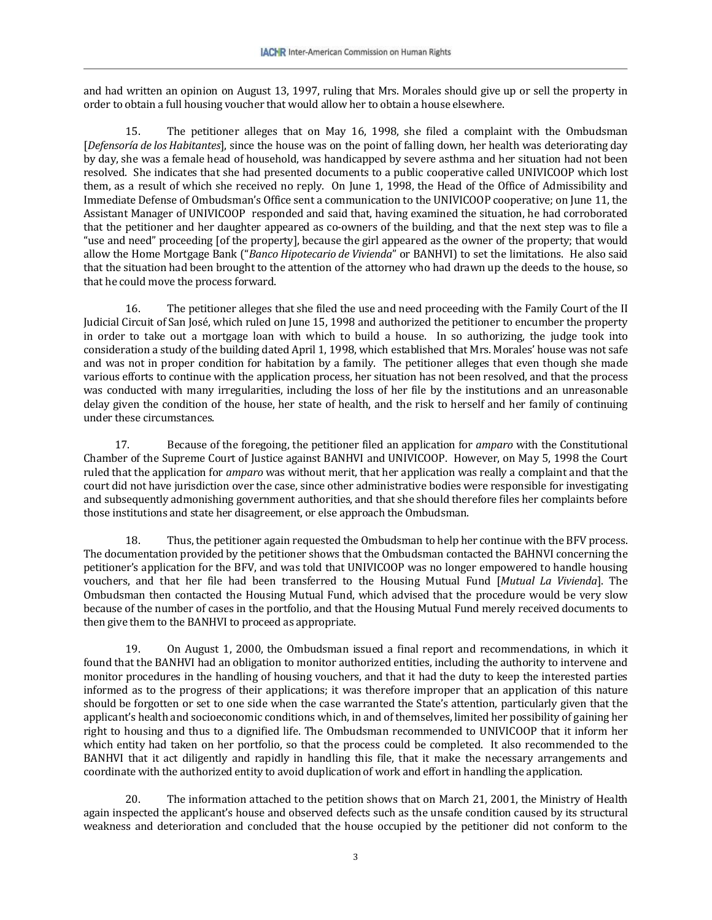and had written an opinion on August 13, 1997, ruling that Mrs. Morales should give up or sell the property in order to obtain a full housing voucher that would allow her to obtain a house elsewhere.

15. The petitioner alleges that on May 16, 1998, she filed a complaint with the Ombudsman [*Defensoría de los Habitantes*], since the house was on the point of falling down, her health was deteriorating day by day, she was a female head of household, was handicapped by severe asthma and her situation had not been resolved. She indicates that she had presented documents to a public cooperative called UNIVICOOP which lost them, as a result of which she received no reply. On June 1, 1998, the Head of the Office of Admissibility and Immediate Defense of Ombudsman's Office sent a communication to the UNIVICOOP cooperative; on June 11, the Assistant Manager of UNIVICOOP responded and said that, having examined the situation, he had corroborated that the petitioner and her daughter appeared as co-owners of the building, and that the next step was to file a "use and need" proceeding [of the property], because the girl appeared as the owner of the property; that would allow the Home Mortgage Bank ("*Banco Hipotecario de Vivienda*" or BANHVI) to set the limitations. He also said that the situation had been brought to the attention of the attorney who had drawn up the deeds to the house, so that he could move the process forward.

16. The petitioner alleges that she filed the use and need proceeding with the Family Court of the II Judicial Circuit of San José, which ruled on June 15, 1998 and authorized the petitioner to encumber the property in order to take out a mortgage loan with which to build a house. In so authorizing, the judge took into consideration a study of the building dated April 1, 1998, which established that Mrs. Morales' house was not safe and was not in proper condition for habitation by a family. The petitioner alleges that even though she made various efforts to continue with the application process, her situation has not been resolved, and that the process was conducted with many irregularities, including the loss of her file by the institutions and an unreasonable delay given the condition of the house, her state of health, and the risk to herself and her family of continuing under these circumstances.

17. Because of the foregoing, the petitioner filed an application for *amparo* with the Constitutional Chamber of the Supreme Court of Justice against BANHVI and UNIVICOOP. However, on May 5, 1998 the Court ruled that the application for *amparo* was without merit, that her application was really a complaint and that the court did not have jurisdiction over the case, since other administrative bodies were responsible for investigating and subsequently admonishing government authorities, and that she should therefore files her complaints before those institutions and state her disagreement, or else approach the Ombudsman.

18. Thus, the petitioner again requested the Ombudsman to help her continue with the BFV process. The documentation provided by the petitioner shows that the Ombudsman contacted the BAHNVI concerning the petitioner's application for the BFV, and was told that UNIVICOOP was no longer empowered to handle housing vouchers, and that her file had been transferred to the Housing Mutual Fund [*Mutual La Vivienda*]. The Ombudsman then contacted the Housing Mutual Fund, which advised that the procedure would be very slow because of the number of cases in the portfolio, and that the Housing Mutual Fund merely received documents to then give them to the BANHVI to proceed as appropriate.

19. On August 1, 2000, the Ombudsman issued a final report and recommendations, in which it found that the BANHVI had an obligation to monitor authorized entities, including the authority to intervene and monitor procedures in the handling of housing vouchers, and that it had the duty to keep the interested parties informed as to the progress of their applications; it was therefore improper that an application of this nature should be forgotten or set to one side when the case warranted the State's attention, particularly given that the applicant's health and socioeconomic conditions which, in and of themselves, limited her possibility of gaining her right to housing and thus to a dignified life. The Ombudsman recommended to UNIVICOOP that it inform her which entity had taken on her portfolio, so that the process could be completed. It also recommended to the BANHVI that it act diligently and rapidly in handling this file, that it make the necessary arrangements and coordinate with the authorized entity to avoid duplication of work and effort in handling the application.

20. The information attached to the petition shows that on March 21, 2001, the Ministry of Health again inspected the applicant's house and observed defects such as the unsafe condition caused by its structural weakness and deterioration and concluded that the house occupied by the petitioner did not conform to the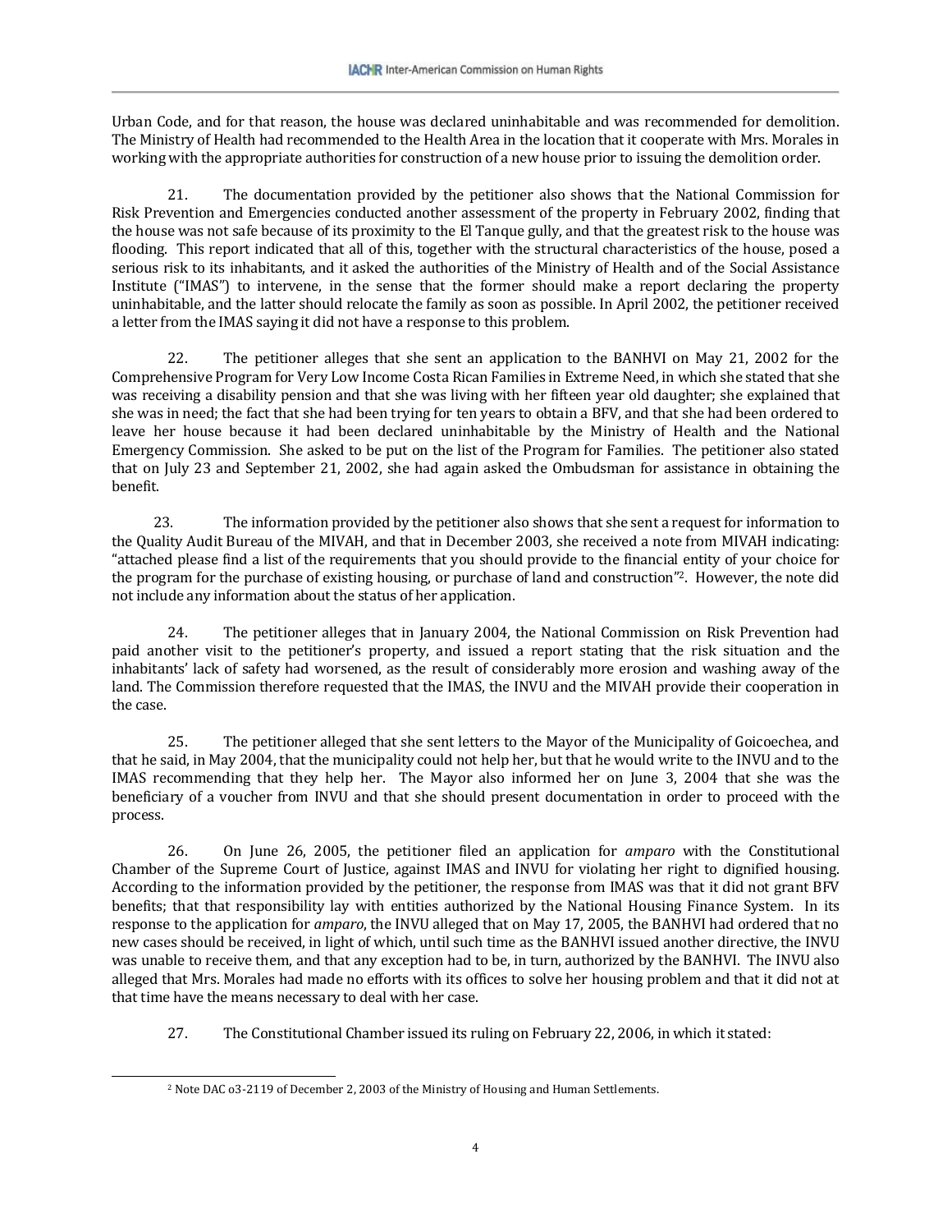Urban Code, and for that reason, the house was declared uninhabitable and was recommended for demolition. The Ministry of Health had recommended to the Health Area in the location that it cooperate with Mrs. Morales in working with the appropriate authorities for construction of a new house prior to issuing the demolition order.

21. The documentation provided by the petitioner also shows that the National Commission for Risk Prevention and Emergencies conducted another assessment of the property in February 2002, finding that the house was not safe because of its proximity to the El Tanque gully, and that the greatest risk to the house was flooding. This report indicated that all of this, together with the structural characteristics of the house, posed a serious risk to its inhabitants, and it asked the authorities of the Ministry of Health and of the Social Assistance Institute ("IMAS") to intervene, in the sense that the former should make a report declaring the property uninhabitable, and the latter should relocate the family as soon as possible. In April 2002, the petitioner received a letter from the IMAS saying it did not have a response to this problem.

22. The petitioner alleges that she sent an application to the BANHVI on May 21, 2002 for the Comprehensive Program for Very Low Income Costa Rican Families in Extreme Need, in which she stated that she was receiving a disability pension and that she was living with her fifteen year old daughter; she explained that she was in need; the fact that she had been trying for ten years to obtain a BFV, and that she had been ordered to leave her house because it had been declared uninhabitable by the Ministry of Health and the National Emergency Commission. She asked to be put on the list of the Program for Families. The petitioner also stated that on July 23 and September 21, 2002, she had again asked the Ombudsman for assistance in obtaining the benefit.

23. The information provided by the petitioner also shows that she sent a request for information to the Quality Audit Bureau of the MIVAH, and that in December 2003, she received a note from MIVAH indicating: "attached please find a list of the requirements that you should provide to the financial entity of your choice for the program for the purchase of existing housing, or purchase of land and construction"[2]. However, the note did not include any information about the status of her application.

24. The petitioner alleges that in January 2004, the National Commission on Risk Prevention had paid another visit to the petitioner's property, and issued a report stating that the risk situation and the inhabitants' lack of safety had worsened, as the result of considerably more erosion and washing away of the land. The Commission therefore requested that the IMAS, the INVU and the MIVAH provide their cooperation in the case.

25. The petitioner alleged that she sent letters to the Mayor of the Municipality of Goicoechea, and that he said, in May 2004, that the municipality could not help her, but that he would write to the INVU and to the IMAS recommending that they help her. The Mayor also informed her on June 3, 2004 that she was the beneficiary of a voucher from INVU and that she should present documentation in order to proceed with the process.

26. On June 26, 2005, the petitioner filed an application for *amparo* with the Constitutional Chamber of the Supreme Court of Justice, against IMAS and INVU for violating her right to dignified housing. According to the information provided by the petitioner, the response from IMAS was that it did not grant BFV benefits; that that responsibility lay with entities authorized by the National Housing Finance System. In its response to the application for *amparo*, the INVU alleged that on May 17, 2005, the BANHVI had ordered that no new cases should be received, in light of which, until such time as the BANHVI issued another directive, the INVU was unable to receive them, and that any exception had to be, in turn, authorized by the BANHVI. The INVU also alleged that Mrs. Morales had made no efforts with its offices to solve her housing problem and that it did not at that time have the means necessary to deal with her case.

27. The Constitutional Chamber issued its ruling on February 22, 2006, in which it stated:

[2] Note DAC o3-2119 of December 2, 2003 of the Ministry of Housing and Human Settlements.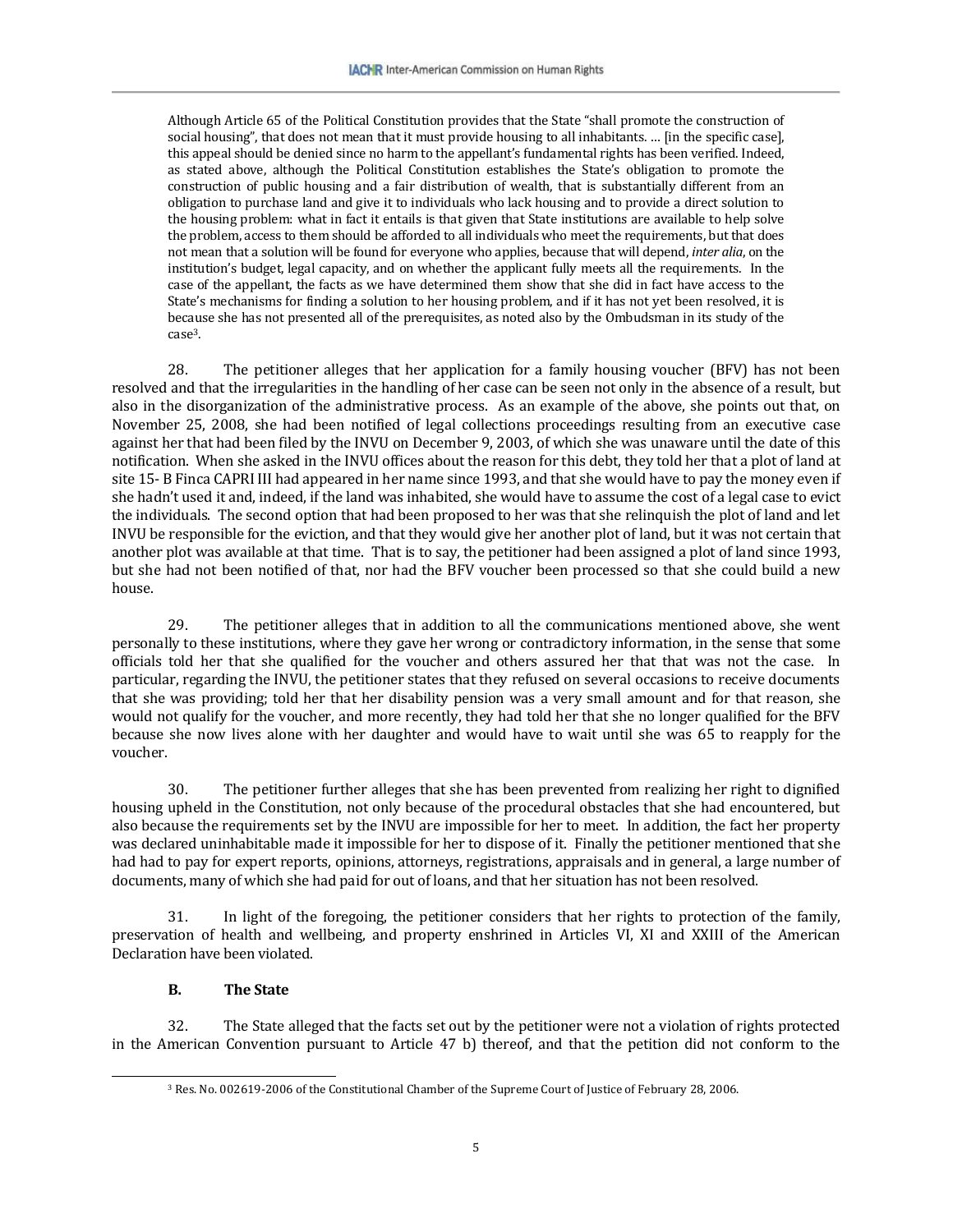> Although Article 65 of the Political Constitution provides that the State "shall promote the construction of social housing", that does not mean that it must provide housing to all inhabitants. … [in the specific case], this appeal should be denied since no harm to the appellant's fundamental rights has been verified. Indeed, as stated above, although the Political Constitution establishes the State's obligation to promote the construction of public housing and a fair distribution of wealth, that is substantially different from an obligation to purchase land and give it to individuals who lack housing and to provide a direct solution to the housing problem: what in fact it entails is that given that State institutions are available to help solve the problem, access to them should be afforded to all individuals who meet the requirements, but that does not mean that a solution will be found for everyone who applies, because that will depend, *inter alia*, on the institution's budget, legal capacity, and on whether the applicant fully meets all the requirements. In the case of the appellant, the facts as we have determined them show that she did in fact have access to the State's mechanisms for finding a solution to her housing problem, and if it has not yet been resolved, it is because she has not presented all of the prerequisites, as noted also by the Ombudsman in its study of the case[3].

28. The petitioner alleges that her application for a family housing voucher (BFV) has not been resolved and that the irregularities in the handling of her case can be seen not only in the absence of a result, but also in the disorganization of the administrative process. As an example of the above, she points out that, on November 25, 2008, she had been notified of legal collections proceedings resulting from an executive case against her that had been filed by the INVU on December 9, 2003, of which she was unaware until the date of this notification. When she asked in the INVU offices about the reason for this debt, they told her that a plot of land at site 15- B Finca CAPRI III had appeared in her name since 1993, and that she would have to pay the money even if she hadn't used it and, indeed, if the land was inhabited, she would have to assume the cost of a legal case to evict the individuals. The second option that had been proposed to her was that she relinquish the plot of land and let INVU be responsible for the eviction, and that they would give her another plot of land, but it was not certain that another plot was available at that time. That is to say, the petitioner had been assigned a plot of land since 1993, but she had not been notified of that, nor had the BFV voucher been processed so that she could build a new house.

29. The petitioner alleges that in addition to all the communications mentioned above, she went personally to these institutions, where they gave her wrong or contradictory information, in the sense that some officials told her that she qualified for the voucher and others assured her that that was not the case. In particular, regarding the INVU, the petitioner states that they refused on several occasions to receive documents that she was providing; told her that her disability pension was a very small amount and for that reason, she would not qualify for the voucher, and more recently, they had told her that she no longer qualified for the BFV because she now lives alone with her daughter and would have to wait until she was 65 to reapply for the voucher.

30. The petitioner further alleges that she has been prevented from realizing her right to dignified housing upheld in the Constitution, not only because of the procedural obstacles that she had encountered, but also because the requirements set by the INVU are impossible for her to meet. In addition, the fact her property was declared uninhabitable made it impossible for her to dispose of it. Finally the petitioner mentioned that she had had to pay for expert reports, opinions, attorneys, registrations, appraisals and in general, a large number of documents, many of which she had paid for out of loans, and that her situation has not been resolved.

31. In light of the foregoing, the petitioner considers that her rights to protection of the family, preservation of health and wellbeing, and property enshrined in Articles VI, XI and XXIII of the American Declaration have been violated.

### B. The State

32. The State alleged that the facts set out by the petitioner were not a violation of rights protected in the American Convention pursuant to Article 47 b) thereof, and that the petition did not conform to the

---

[3] Res. No. 002619-2006 of the Constitutional Chamber of the Supreme Court of Justice of February 28, 2006.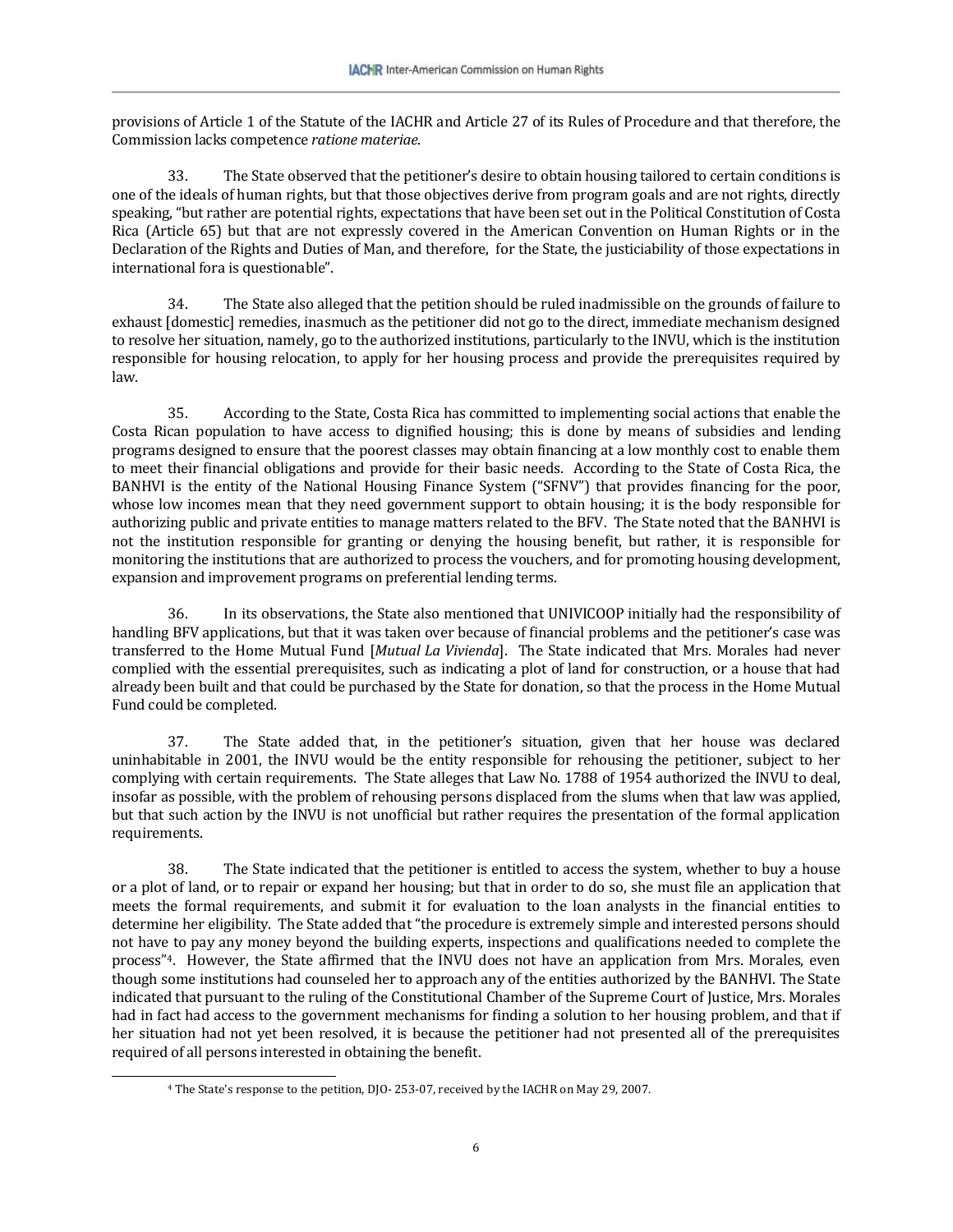provisions of Article 1 of the Statute of the IACHR and Article 27 of its Rules of Procedure and that therefore, the Commission lacks competence *ratione materiae*.

33. The State observed that the petitioner's desire to obtain housing tailored to certain conditions is one of the ideals of human rights, but that those objectives derive from program goals and are not rights, directly speaking, "but rather are potential rights, expectations that have been set out in the Political Constitution of Costa Rica (Article 65) but that are not expressly covered in the American Convention on Human Rights or in the Declaration of the Rights and Duties of Man, and therefore, for the State, the justiciability of those expectations in international fora is questionable".

34. The State also alleged that the petition should be ruled inadmissible on the grounds of failure to exhaust [domestic] remedies, inasmuch as the petitioner did not go to the direct, immediate mechanism designed to resolve her situation, namely, go to the authorized institutions, particularly to the INVU, which is the institution responsible for housing relocation, to apply for her housing process and provide the prerequisites required by law.

35. According to the State, Costa Rica has committed to implementing social actions that enable the Costa Rican population to have access to dignified housing; this is done by means of subsidies and lending programs designed to ensure that the poorest classes may obtain financing at a low monthly cost to enable them to meet their financial obligations and provide for their basic needs. According to the State of Costa Rica, the BANHVI is the entity of the National Housing Finance System ("SFNV") that provides financing for the poor, whose low incomes mean that they need government support to obtain housing; it is the body responsible for authorizing public and private entities to manage matters related to the BFV. The State noted that the BANHVI is not the institution responsible for granting or denying the housing benefit, but rather, it is responsible for monitoring the institutions that are authorized to process the vouchers, and for promoting housing development, expansion and improvement programs on preferential lending terms.

36. In its observations, the State also mentioned that UNIVICOOP initially had the responsibility of handling BFV applications, but that it was taken over because of financial problems and the petitioner's case was transferred to the Home Mutual Fund [*Mutual La Vivienda*]. The State indicated that Mrs. Morales had never complied with the essential prerequisites, such as indicating a plot of land for construction, or a house that had already been built and that could be purchased by the State for donation, so that the process in the Home Mutual Fund could be completed.

37. The State added that, in the petitioner's situation, given that her house was declared uninhabitable in 2001, the INVU would be the entity responsible for rehousing the petitioner, subject to her complying with certain requirements. The State alleges that Law No. 1788 of 1954 authorized the INVU to deal, insofar as possible, with the problem of rehousing persons displaced from the slums when that law was applied, but that such action by the INVU is not unofficial but rather requires the presentation of the formal application requirements.

38. The State indicated that the petitioner is entitled to access the system, whether to buy a house or a plot of land, or to repair or expand her housing; but that in order to do so, she must file an application that meets the formal requirements, and submit it for evaluation to the loan analysts in the financial entities to determine her eligibility. The State added that "the procedure is extremely simple and interested persons should not have to pay any money beyond the building experts, inspections and qualifications needed to complete the process"[4]. However, the State affirmed that the INVU does not have an application from Mrs. Morales, even though some institutions had counseled her to approach any of the entities authorized by the BANHVI. The State indicated that pursuant to the ruling of the Constitutional Chamber of the Supreme Court of Justice, Mrs. Morales had in fact had access to the government mechanisms for finding a solution to her housing problem, and that if her situation had not yet been resolved, it is because the petitioner had not presented all of the prerequisites required of all persons interested in obtaining the benefit.

[4] The State's response to the petition, DJO- 253-07, received by the IACHR on May 29, 2007.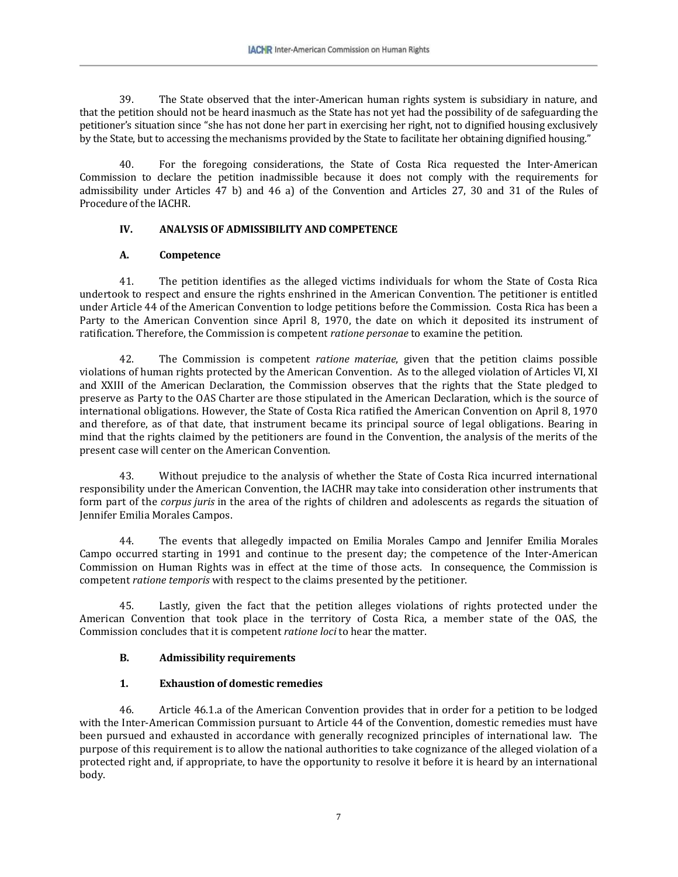39. The State observed that the inter-American human rights system is subsidiary in nature, and that the petition should not be heard inasmuch as the State has not yet had the possibility of de safeguarding the petitioner's situation since "she has not done her part in exercising her right, not to dignified housing exclusively by the State, but to accessing the mechanisms provided by the State to facilitate her obtaining dignified housing."

40. For the foregoing considerations, the State of Costa Rica requested the Inter-American Commission to declare the petition inadmissible because it does not comply with the requirements for admissibility under Articles 47 b) and 46 a) of the Convention and Articles 27, 30 and 31 of the Rules of Procedure of the IACHR.

## IV. ANALYSIS OF ADMISSIBILITY AND COMPETENCE

### A. Competence

41. The petition identifies as the alleged victims individuals for whom the State of Costa Rica undertook to respect and ensure the rights enshrined in the American Convention. The petitioner is entitled under Article 44 of the American Convention to lodge petitions before the Commission. Costa Rica has been a Party to the American Convention since April 8, 1970, the date on which it deposited its instrument of ratification. Therefore, the Commission is competent *ratione personae* to examine the petition.

42. The Commission is competent *ratione materiae*, given that the petition claims possible violations of human rights protected by the American Convention. As to the alleged violation of Articles VI, XI and XXIII of the American Declaration, the Commission observes that the rights that the State pledged to preserve as Party to the OAS Charter are those stipulated in the American Declaration, which is the source of international obligations. However, the State of Costa Rica ratified the American Convention on April 8, 1970 and therefore, as of that date, that instrument became its principal source of legal obligations. Bearing in mind that the rights claimed by the petitioners are found in the Convention, the analysis of the merits of the present case will center on the American Convention.

43. Without prejudice to the analysis of whether the State of Costa Rica incurred international responsibility under the American Convention, the IACHR may take into consideration other instruments that form part of the *corpus juris* in the area of the rights of children and adolescents as regards the situation of Jennifer Emilia Morales Campos.

44. The events that allegedly impacted on Emilia Morales Campo and Jennifer Emilia Morales Campo occurred starting in 1991 and continue to the present day; the competence of the Inter-American Commission on Human Rights was in effect at the time of those acts. In consequence, the Commission is competent *ratione temporis* with respect to the claims presented by the petitioner.

45. Lastly, given the fact that the petition alleges violations of rights protected under the American Convention that took place in the territory of Costa Rica, a member state of the OAS, the Commission concludes that it is competent *ratione loci* to hear the matter.

### B. Admissibility requirements

#### 1. Exhaustion of domestic remedies

46. Article 46.1.a of the American Convention provides that in order for a petition to be lodged with the Inter-American Commission pursuant to Article 44 of the Convention, domestic remedies must have been pursued and exhausted in accordance with generally recognized principles of international law. The purpose of this requirement is to allow the national authorities to take cognizance of the alleged violation of a protected right and, if appropriate, to have the opportunity to resolve it before it is heard by an international body.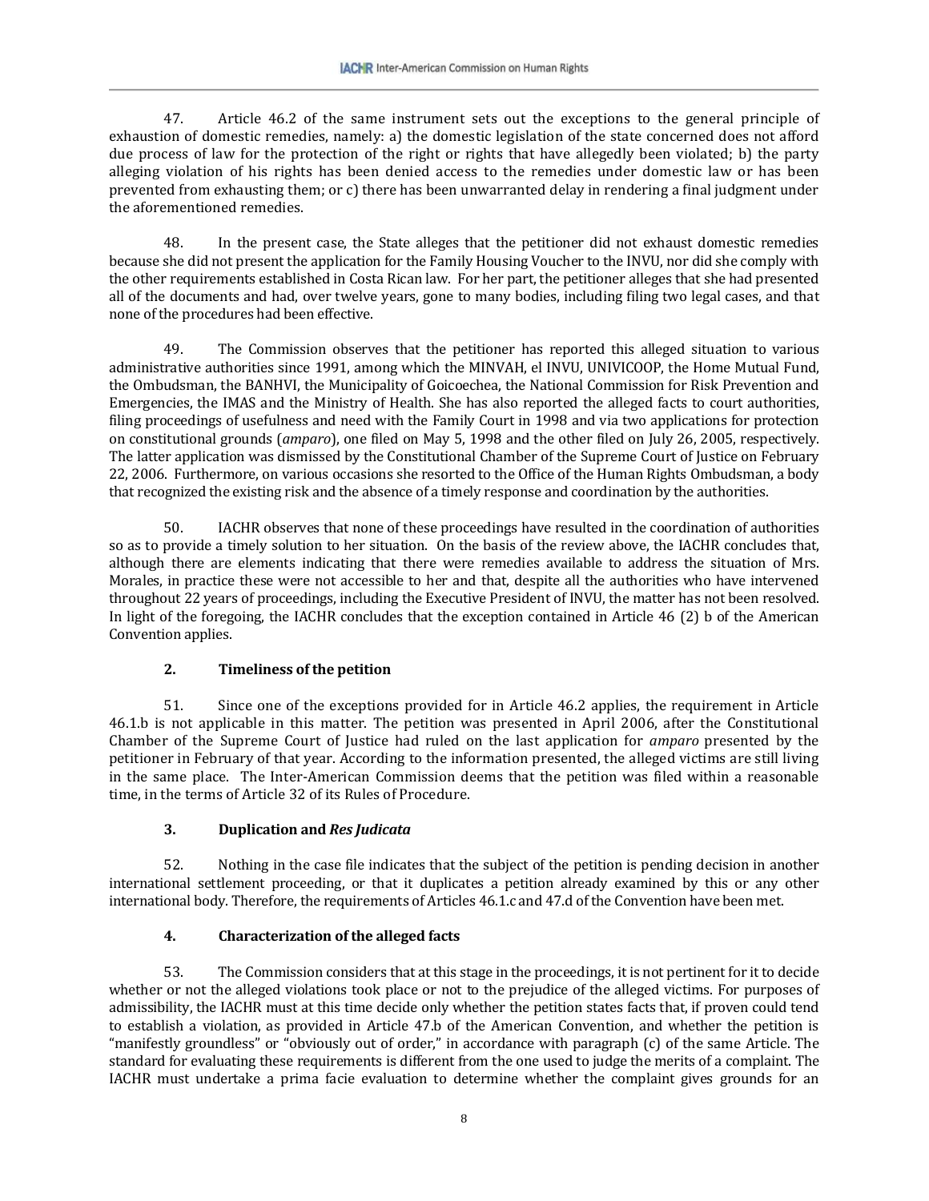47. Article 46.2 of the same instrument sets out the exceptions to the general principle of exhaustion of domestic remedies, namely: a) the domestic legislation of the state concerned does not afford due process of law for the protection of the right or rights that have allegedly been violated; b) the party alleging violation of his rights has been denied access to the remedies under domestic law or has been prevented from exhausting them; or c) there has been unwarranted delay in rendering a final judgment under the aforementioned remedies.

48. In the present case, the State alleges that the petitioner did not exhaust domestic remedies because she did not present the application for the Family Housing Voucher to the INVU, nor did she comply with the other requirements established in Costa Rican law. For her part, the petitioner alleges that she had presented all of the documents and had, over twelve years, gone to many bodies, including filing two legal cases, and that none of the procedures had been effective.

49. The Commission observes that the petitioner has reported this alleged situation to various administrative authorities since 1991, among which the MINVAH, el INVU, UNIVICOOP, the Home Mutual Fund, the Ombudsman, the BANHVI, the Municipality of Goicoechea, the National Commission for Risk Prevention and Emergencies, the IMAS and the Ministry of Health. She has also reported the alleged facts to court authorities, filing proceedings of usefulness and need with the Family Court in 1998 and via two applications for protection on constitutional grounds (*amparo*), one filed on May 5, 1998 and the other filed on July 26, 2005, respectively. The latter application was dismissed by the Constitutional Chamber of the Supreme Court of Justice on February 22, 2006. Furthermore, on various occasions she resorted to the Office of the Human Rights Ombudsman, a body that recognized the existing risk and the absence of a timely response and coordination by the authorities.

50. IACHR observes that none of these proceedings have resulted in the coordination of authorities so as to provide a timely solution to her situation. On the basis of the review above, the IACHR concludes that, although there are elements indicating that there were remedies available to address the situation of Mrs. Morales, in practice these were not accessible to her and that, despite all the authorities who have intervened throughout 22 years of proceedings, including the Executive President of INVU, the matter has not been resolved. In light of the foregoing, the IACHR concludes that the exception contained in Article 46 (2) b of the American Convention applies.

### 2. Timeliness of the petition

51. Since one of the exceptions provided for in Article 46.2 applies, the requirement in Article 46.1.b is not applicable in this matter. The petition was presented in April 2006, after the Constitutional Chamber of the Supreme Court of Justice had ruled on the last application for *amparo* presented by the petitioner in February of that year. According to the information presented, the alleged victims are still living in the same place. The Inter-American Commission deems that the petition was filed within a reasonable time, in the terms of Article 32 of its Rules of Procedure.

### 3. Duplication and *Res Judicata*

52. Nothing in the case file indicates that the subject of the petition is pending decision in another international settlement proceeding, or that it duplicates a petition already examined by this or any other international body. Therefore, the requirements of Articles 46.1.c and 47.d of the Convention have been met.

### 4. Characterization of the alleged facts

53. The Commission considers that at this stage in the proceedings, it is not pertinent for it to decide whether or not the alleged violations took place or not to the prejudice of the alleged victims. For purposes of admissibility, the IACHR must at this time decide only whether the petition states facts that, if proven could tend to establish a violation, as provided in Article 47.b of the American Convention, and whether the petition is "manifestly groundless" or "obviously out of order," in accordance with paragraph (c) of the same Article. The standard for evaluating these requirements is different from the one used to judge the merits of a complaint. The IACHR must undertake a prima facie evaluation to determine whether the complaint gives grounds for an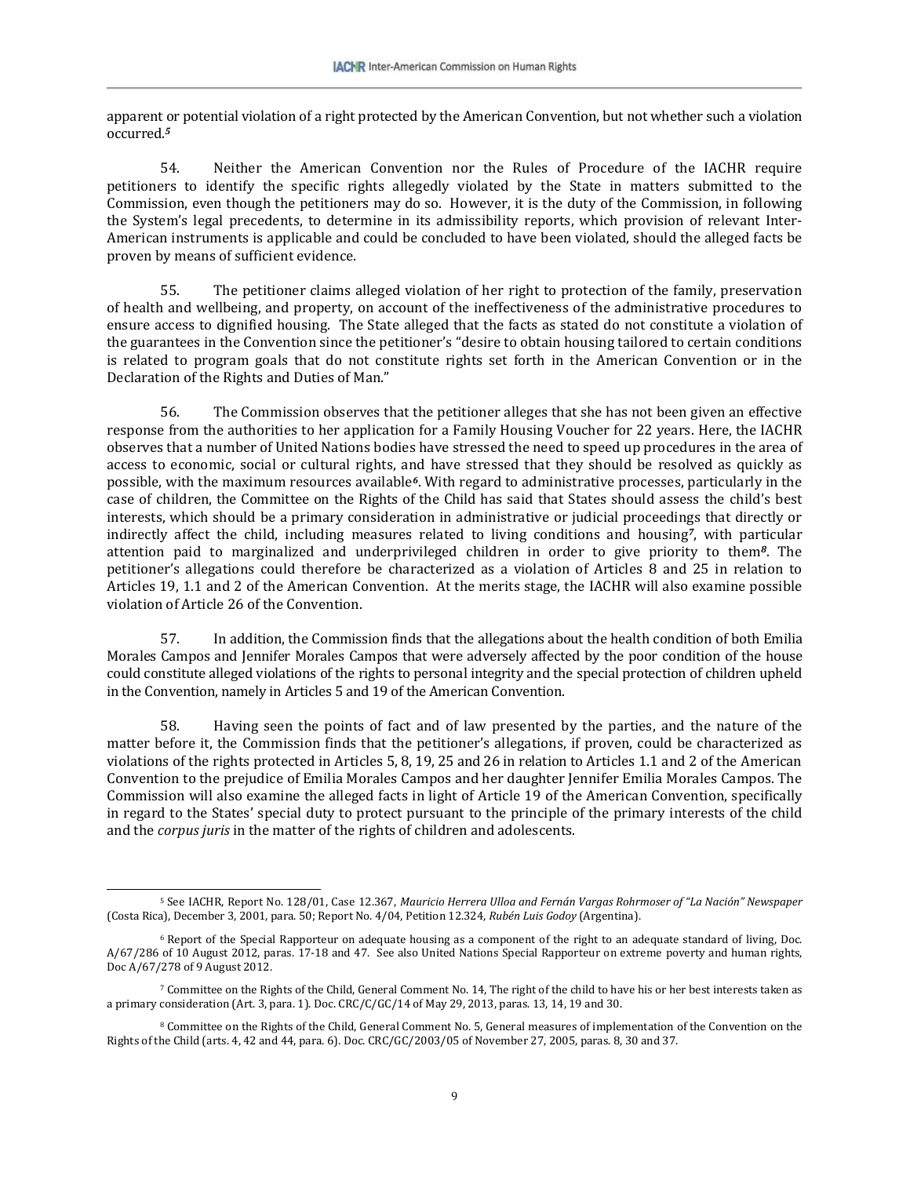apparent or potential violation of a right protected by the American Convention, but not whether such a violation occurred.[5]

54. Neither the American Convention nor the Rules of Procedure of the IACHR require petitioners to identify the specific rights allegedly violated by the State in matters submitted to the Commission, even though the petitioners may do so. However, it is the duty of the Commission, in following the System's legal precedents, to determine in its admissibility reports, which provision of relevant Inter-American instruments is applicable and could be concluded to have been violated, should the alleged facts be proven by means of sufficient evidence.

55. The petitioner claims alleged violation of her right to protection of the family, preservation of health and wellbeing, and property, on account of the ineffectiveness of the administrative procedures to ensure access to dignified housing. The State alleged that the facts as stated do not constitute a violation of the guarantees in the Convention since the petitioner's "desire to obtain housing tailored to certain conditions is related to program goals that do not constitute rights set forth in the American Convention or in the Declaration of the Rights and Duties of Man."

56. The Commission observes that the petitioner alleges that she has not been given an effective response from the authorities to her application for a Family Housing Voucher for 22 years. Here, the IACHR observes that a number of United Nations bodies have stressed the need to speed up procedures in the area of access to economic, social or cultural rights, and have stressed that they should be resolved as quickly as possible, with the maximum resources available[6]. With regard to administrative processes, particularly in the case of children, the Committee on the Rights of the Child has said that States should assess the child's best interests, which should be a primary consideration in administrative or judicial proceedings that directly or indirectly affect the child, including measures related to living conditions and housing[7], with particular attention paid to marginalized and underprivileged children in order to give priority to them[8]. The petitioner's allegations could therefore be characterized as a violation of Articles 8 and 25 in relation to Articles 19, 1.1 and 2 of the American Convention. At the merits stage, the IACHR will also examine possible violation of Article 26 of the Convention.

57. In addition, the Commission finds that the allegations about the health condition of both Emilia Morales Campos and Jennifer Morales Campos that were adversely affected by the poor condition of the house could constitute alleged violations of the rights to personal integrity and the special protection of children upheld in the Convention, namely in Articles 5 and 19 of the American Convention.

58. Having seen the points of fact and of law presented by the parties, and the nature of the matter before it, the Commission finds that the petitioner's allegations, if proven, could be characterized as violations of the rights protected in Articles 5, 8, 19, 25 and 26 in relation to Articles 1.1 and 2 of the American Convention to the prejudice of Emilia Morales Campos and her daughter Jennifer Emilia Morales Campos. The Commission will also examine the alleged facts in light of Article 19 of the American Convention, specifically in regard to the States' special duty to protect pursuant to the principle of the primary interests of the child and the *corpus juris* in the matter of the rights of children and adolescents.

---

[5] See IACHR, Report No. 128/01, Case 12.367, *Mauricio Herrera Ulloa and Fernán Vargas Rohrmoser of "La Nación" Newspaper* (Costa Rica), December 3, 2001, para. 50; Report No. 4/04, Petition 12.324, *Rubén Luis Godoy* (Argentina).

[6] Report of the Special Rapporteur on adequate housing as a component of the right to an adequate standard of living, Doc. A/67/286 of 10 August 2012, paras. 17-18 and 47. See also United Nations Special Rapporteur on extreme poverty and human rights, Doc A/67/278 of 9 August 2012.

[7] Committee on the Rights of the Child, General Comment No. 14, The right of the child to have his or her best interests taken as a primary consideration (Art. 3, para. 1). Doc. CRC/C/GC/14 of May 29, 2013, paras. 13, 14, 19 and 30.

[8] Committee on the Rights of the Child, General Comment No. 5, General measures of implementation of the Convention on the Rights of the Child (arts. 4, 42 and 44, para. 6). Doc. CRC/GC/2003/05 of November 27, 2005, paras. 8, 30 and 37.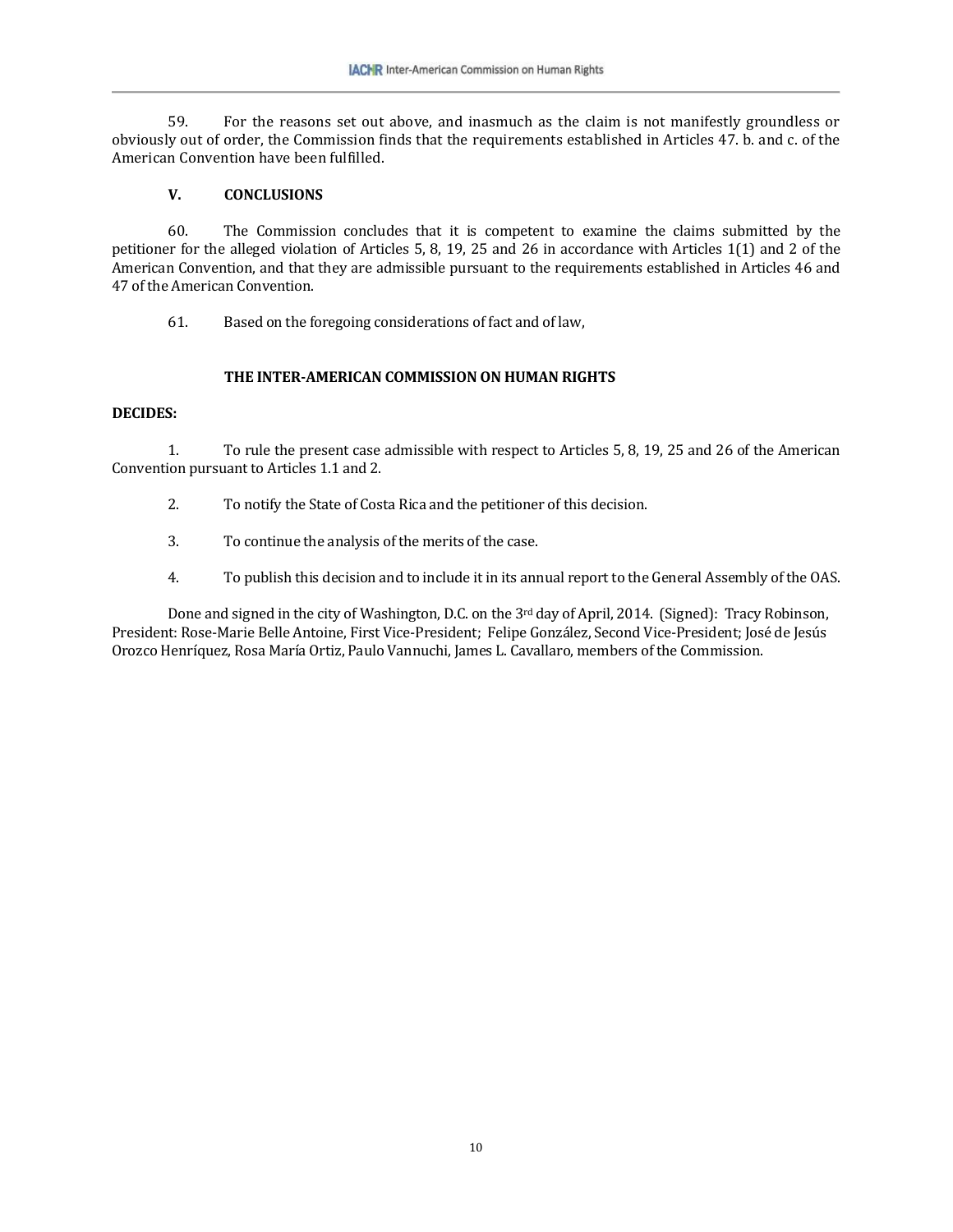59. For the reasons set out above, and inasmuch as the claim is not manifestly groundless or obviously out of order, the Commission finds that the requirements established in Articles 47. b. and c. of the American Convention have been fulfilled.

## V. CONCLUSIONS

60. The Commission concludes that it is competent to examine the claims submitted by the petitioner for the alleged violation of Articles 5, 8, 19, 25 and 26 in accordance with Articles 1(1) and 2 of the American Convention, and that they are admissible pursuant to the requirements established in Articles 46 and 47 of the American Convention.

61. Based on the foregoing considerations of fact and of law,

**THE INTER-AMERICAN COMMISSION ON HUMAN RIGHTS**

**DECIDES:**

1. To rule the present case admissible with respect to Articles 5, 8, 19, 25 and 26 of the American Convention pursuant to Articles 1.1 and 2.

2. To notify the State of Costa Rica and the petitioner of this decision.

3. To continue the analysis of the merits of the case.

4. To publish this decision and to include it in its annual report to the General Assembly of the OAS.

Done and signed in the city of Washington, D.C. on the 3rd day of April, 2014. (Signed): Tracy Robinson, President: Rose-Marie Belle Antoine, First Vice-President; Felipe González, Second Vice-President; José de Jesús Orozco Henríquez, Rosa María Ortiz, Paulo Vannuchi, James L. Cavallaro, members of the Commission.